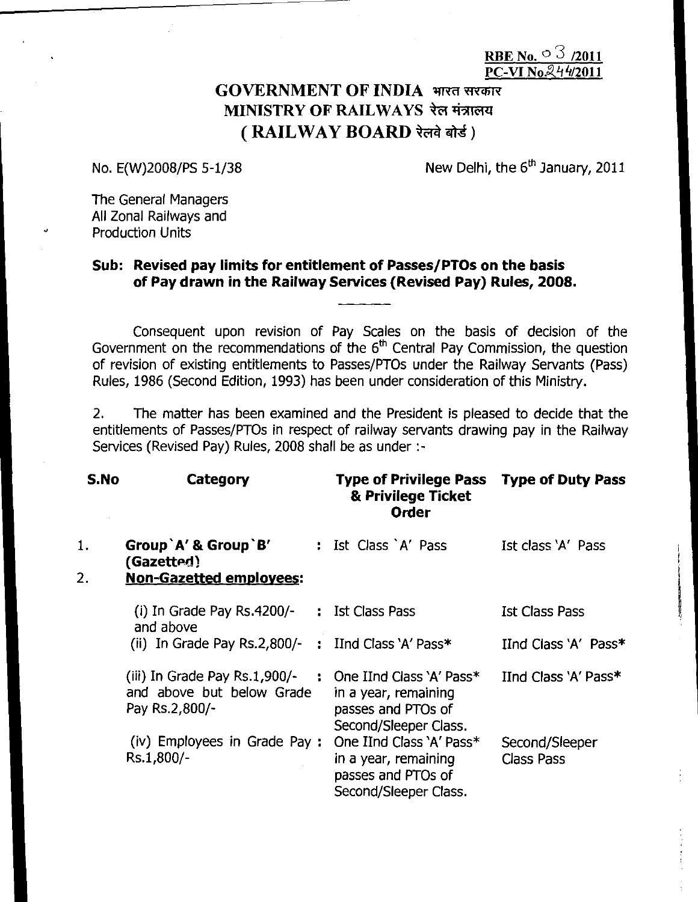RBE No. 03 /2011
PC-VI No.244/2011

# GOVERNMENT OF INDIA भारत सरकार
# MINISTRY OF RAILWAYS रेल मंत्रालय
# ( RAILWAY BOARD रेलवे बोर्ड )

No. E(W)2008/PS 5-1/38

New Delhi, the 6th January, 2011

The General Managers
All Zonal Railways and
Production Units

**Sub: Revised pay limits for entitlement of Passes/PTOs on the basis of Pay drawn in the Railway Services (Revised Pay) Rules, 2008.**

Consequent upon revision of Pay Scales on the basis of decision of the Government on the recommendations of the 6th Central Pay Commission, the question of revision of existing entitlements to Passes/PTOs under the Railway Servants (Pass) Rules, 1986 (Second Edition, 1993) has been under consideration of this Ministry.

2. The matter has been examined and the President is pleased to decide that the entitlements of Passes/PTOs in respect of railway servants drawing pay in the Railway Services (Revised Pay) Rules, 2008 shall be as under :-

| S.No | Category | Type of Privilege Pass & Privilege Ticket Order | Type of Duty Pass |
|---|---|---|---|
| 1. | **Group`A' & Group`B' (Gazetted)** | Ist Class `A' Pass | Ist class 'A' Pass |
| 2. | **Non-Gazetted employees:** | | |
| | (i) In Grade Pay Rs.4200/- and above | Ist Class Pass | Ist Class Pass |
| | (ii) In Grade Pay Rs.2,800/- | IInd Class 'A' Pass* | IInd Class 'A' Pass* |
| | (iii) In Grade Pay Rs.1,900/- and above but below Grade Pay Rs.2,800/- | One IInd Class 'A' Pass* in a year, remaining passes and PTOs of Second/Sleeper Class. | IInd Class 'A' Pass* |
| | (iv) Employees in Grade Pay Rs.1,800/- | One IInd Class 'A' Pass* in a year, remaining passes and PTOs of Second/Sleeper Class. | Second/Sleeper Class Pass |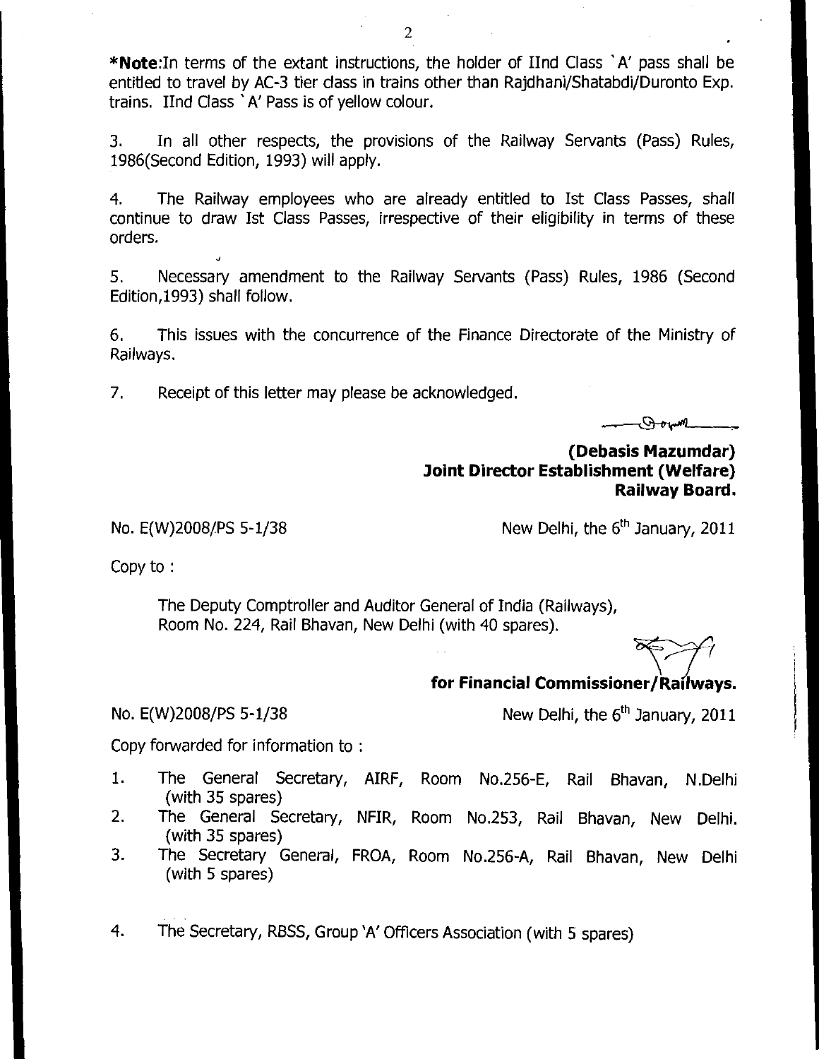***Note**:In terms of the extant instructions, the holder of IInd Class `A' pass shall be entitled to travel by AC-3 tier class in trains other than Rajdhani/Shatabdi/Duronto Exp. trains. IInd Class `A' Pass is of yellow colour.

3. In all other respects, the provisions of the Railway Servants (Pass) Rules, 1986(Second Edition, 1993) will apply.

4. The Railway employees who are already entitled to Ist Class Passes, shall continue to draw Ist Class Passes, irrespective of their eligibility in terms of these orders.

5. Necessary amendment to the Railway Servants (Pass) Rules, 1986 (Second Edition,1993) shall follow.

6. This issues with the concurrence of the Finance Directorate of the Ministry of Railways.

7. Receipt of this letter may please be acknowledged.

**(Debasis Mazumdar)**
**Joint Director Establishment (Welfare)**
**Railway Board.**

No. E(W)2008/PS 5-1/38 New Delhi, the 6th January, 2011

Copy to :

The Deputy Comptroller and Auditor General of India (Railways), Room No. 224, Rail Bhavan, New Delhi (with 40 spares).

**for Financial Commissioner/Railways.**

No. E(W)2008/PS 5-1/38 New Delhi, the 6th January, 2011

Copy forwarded for information to :

1. The General Secretary, AIRF, Room No.256-E, Rail Bhavan, N.Delhi (with 35 spares)
2. The General Secretary, NFIR, Room No.253, Rail Bhavan, New Delhi. (with 35 spares)
3. The Secretary General, FROA, Room No.256-A, Rail Bhavan, New Delhi (with 5 spares)
4. The Secretary, RBSS, Group 'A' Officers Association (with 5 spares)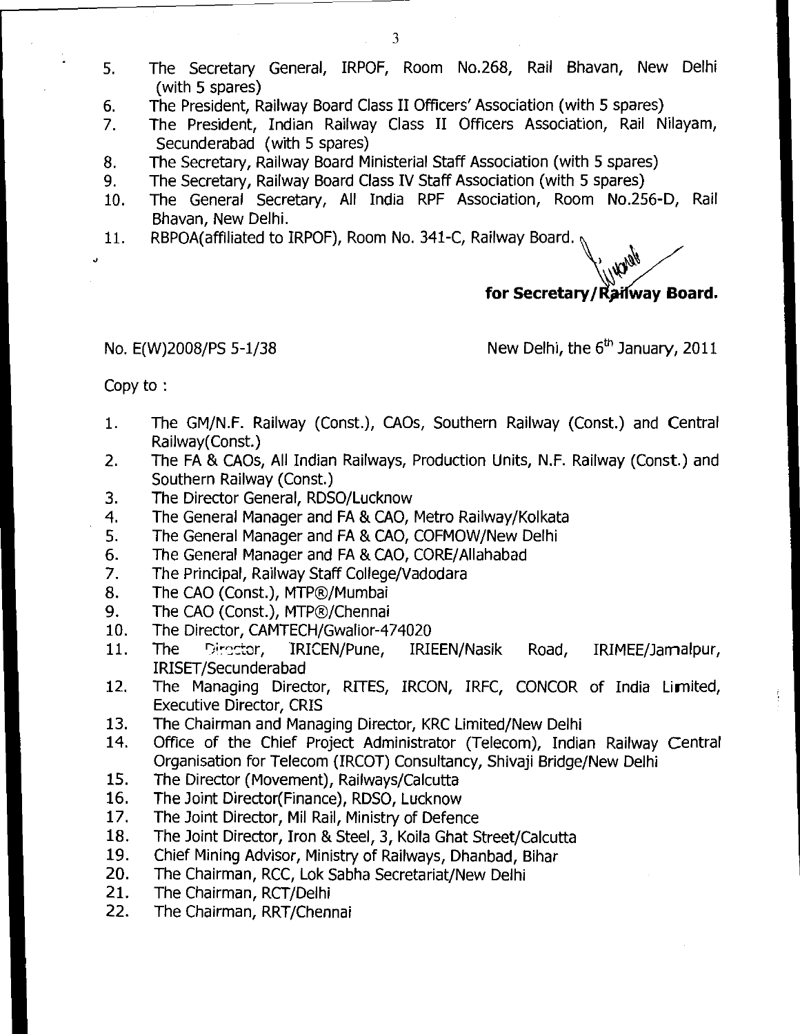5. The Secretary General, IRPOF, Room No.268, Rail Bhavan, New Delhi (with 5 spares)
6. The President, Railway Board Class II Officers' Association (with 5 spares)
7. The President, Indian Railway Class II Officers Association, Rail Nilayam, Secunderabad (with 5 spares)
8. The Secretary, Railway Board Ministerial Staff Association (with 5 spares)
9. The Secretary, Railway Board Class IV Staff Association (with 5 spares)
10. The General Secretary, All India RPF Association, Room No.256-D, Rail Bhavan, New Delhi.
11. RBPOA(affiliated to IRPOF), Room No. 341-C, Railway Board.

**for Secretary/Railway Board.**

No. E(W)2008/PS 5-1/38 New Delhi, the 6th January, 2011

Copy to :

1. The GM/N.F. Railway (Const.), CAOs, Southern Railway (Const.) and Central Railway(Const.)
2. The FA & CAOs, All Indian Railways, Production Units, N.F. Railway (Const.) and Southern Railway (Const.)
3. The Director General, RDSO/Lucknow
4. The General Manager and FA & CAO, Metro Railway/Kolkata
5. The General Manager and FA & CAO, COFMOW/New Delhi
6. The General Manager and FA & CAO, CORE/Allahabad
7. The Principal, Railway Staff College/Vadodara
8. The CAO (Const.), MTP®/Mumbai
9. The CAO (Const.), MTP®/Chennai
10. The Director, CAMTECH/Gwalior-474020
11. The Director, IRICEN/Pune, IRIEEN/Nasik Road, IRIMEE/Jamalpur, IRISET/Secunderabad
12. The Managing Director, RITES, IRCON, IRFC, CONCOR of India Limited, Executive Director, CRIS
13. The Chairman and Managing Director, KRC Limited/New Delhi
14. Office of the Chief Project Administrator (Telecom), Indian Railway Central Organisation for Telecom (IRCOT) Consultancy, Shivaji Bridge/New Delhi
15. The Director (Movement), Railways/Calcutta
16. The Joint Director(Finance), RDSO, Lucknow
17. The Joint Director, Mil Rail, Ministry of Defence
18. The Joint Director, Iron & Steel, 3, Koila Ghat Street/Calcutta
19. Chief Mining Advisor, Ministry of Railways, Dhanbad, Bihar
20. The Chairman, RCC, Lok Sabha Secretariat/New Delhi
21. The Chairman, RCT/Delhi
22. The Chairman, RRT/Chennai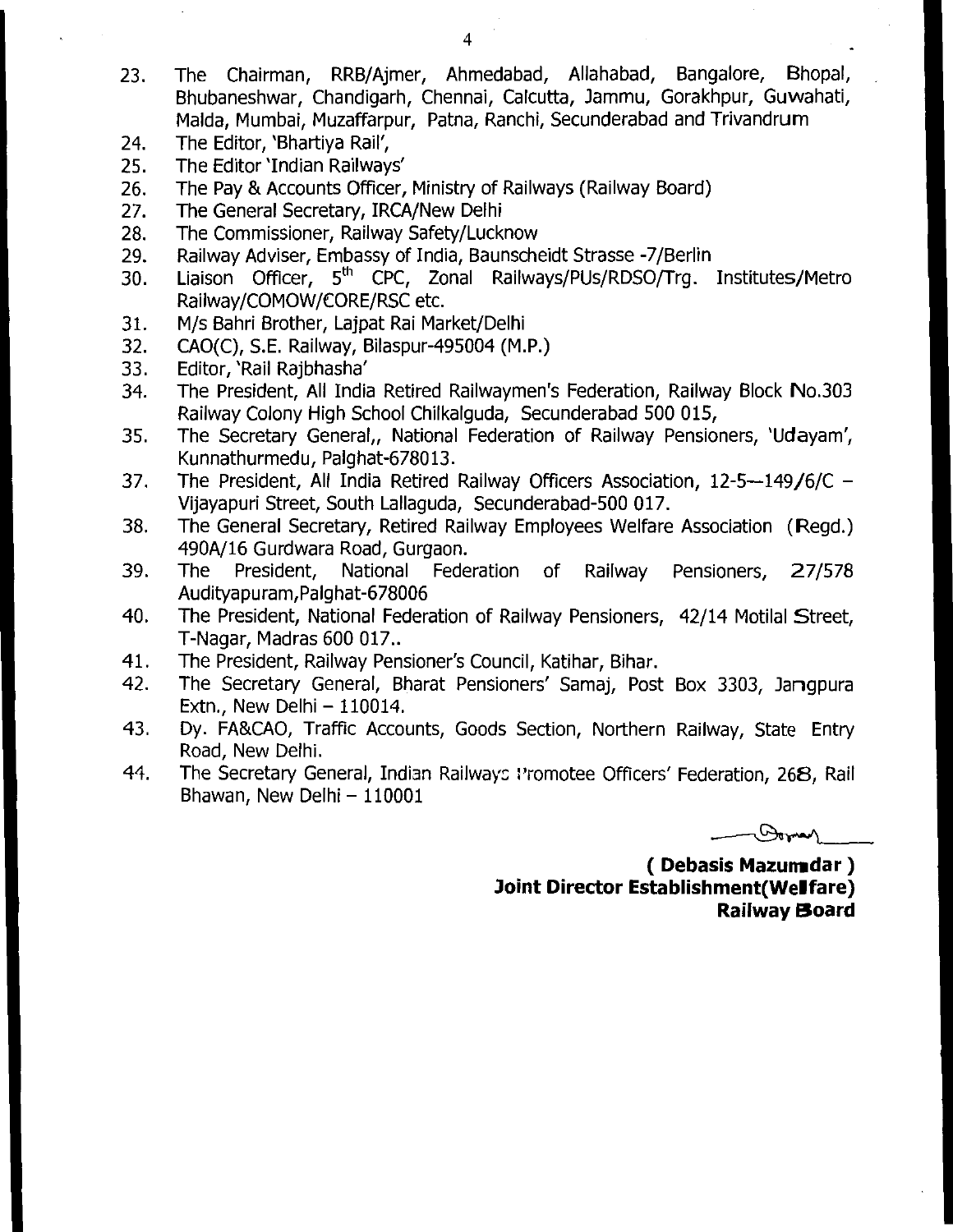23. The Chairman, RRB/Ajmer, Ahmedabad, Allahabad, Bangalore, Bhopal, Bhubaneshwar, Chandigarh, Chennai, Calcutta, Jammu, Gorakhpur, Guwahati, Malda, Mumbai, Muzaffarpur, Patna, Ranchi, Secunderabad and Trivandrum
24. The Editor, 'Bhartiya Rail',
25. The Editor 'Indian Railways'
26. The Pay & Accounts Officer, Ministry of Railways (Railway Board)
27. The General Secretary, IRCA/New Delhi
28. The Commissioner, Railway Safety/Lucknow
29. Railway Adviser, Embassy of India, Baunscheidt Strasse -7/Berlin
30. Liaison Officer, 5th CPC, Zonal Railways/PUs/RDSO/Trg. Institutes/Metro Railway/COMOW/CORE/RSC etc.
31. M/s Bahri Brother, Lajpat Rai Market/Delhi
32. CAO(C), S.E. Railway, Bilaspur-495004 (M.P.)
33. Editor, 'Rail Rajbhasha'
34. The President, All India Retired Railwaymen's Federation, Railway Block No.303 Railway Colony High School Chilkalguda, Secunderabad 500 015,
35. The Secretary General,, National Federation of Railway Pensioners, 'Udayam', Kunnathurmedu, Palghat-678013.
37. The President, All India Retired Railway Officers Association, 12-5--149/6/C – Vijayapuri Street, South Lallaguda, Secunderabad-500 017.
38. The General Secretary, Retired Railway Employees Welfare Association (Regd.) 490A/16 Gurdwara Road, Gurgaon.
39. The President, National Federation of Railway Pensioners, 27/578 Audityapuram,Palghat-678006
40. The President, National Federation of Railway Pensioners, 42/14 Motilal Street, T-Nagar, Madras 600 017..
41. The President, Railway Pensioner's Council, Katihar, Bihar.
42. The Secretary General, Bharat Pensioners' Samaj, Post Box 3303, Jangpura Extn., New Delhi – 110014.
43. Dy. FA&CAO, Traffic Accounts, Goods Section, Northern Railway, State Entry Road, New Delhi.
44. The Secretary General, Indian Railways Promotee Officers' Federation, 268, Rail Bhawan, New Delhi – 110001

**( Debasis Mazumdar )**
**Joint Director Establishment(Welfare)**
**Railway Board**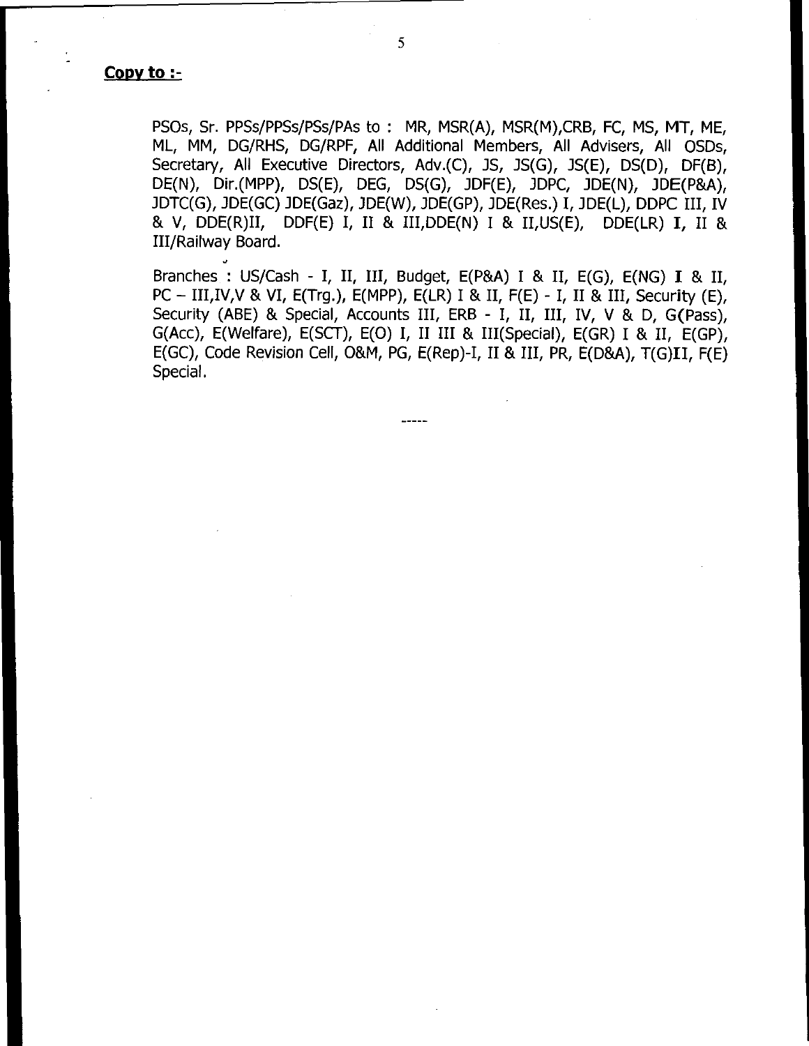**Copy to :-**

PSOs, Sr. PPSs/PPSs/PSs/PAs to : MR, MSR(A), MSR(M),CRB, FC, MS, MT, ME, ML, MM, DG/RHS, DG/RPF, All Additional Members, All Advisers, All OSDs, Secretary, All Executive Directors, Adv.(C), JS, JS(G), JS(E), DS(D), DF(B), DE(N), Dir.(MPP), DS(E), DEG, DS(G), JDF(E), JDPC, JDE(N), JDE(P&A), JDTC(G), JDE(GC) JDE(Gaz), JDE(W), JDE(GP), JDE(Res.) I, JDE(L), DDPC III, IV & V, DDE(R)II, DDF(E) I, II & III,DDE(N) I & II,US(E), DDE(LR) I, II & III/Railway Board.

Branches : US/Cash - I, II, III, Budget, E(P&A) I & II, E(G), E(NG) I & II, PC – III,IV,V & VI, E(Trg.), E(MPP), E(LR) I & II, F(E) - I, II & III, Security (E), Security (ABE) & Special, Accounts III, ERB - I, II, III, IV, V & D, G(Pass), G(Acc), E(Welfare), E(SCT), E(O) I, II III & III(Special), E(GR) I & II, E(GP), E(GC), Code Revision Cell, O&M, PG, E(Rep)-I, II & III, PR, E(D&A), T(G)II, F(E) Special.

-----